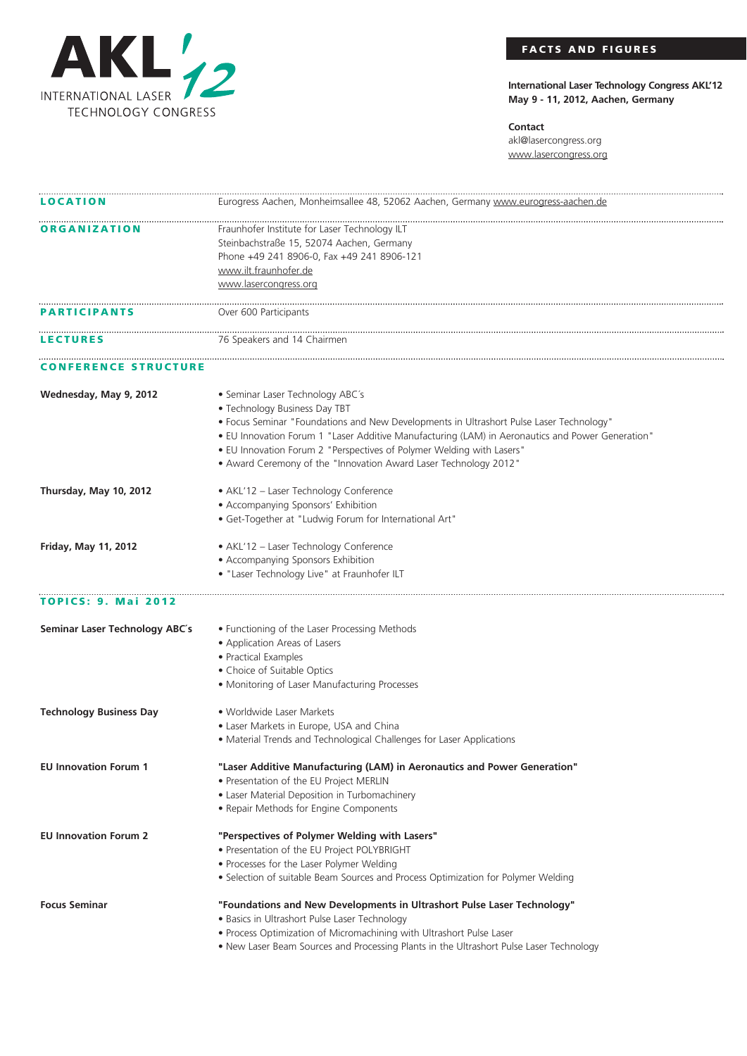# AKL'12

INTERNATIONAL LASER TECHNOLOGY CONGRESS

## FACTS AND FIGURES

**International Laser Technology Congress AKL'12**
**May 9 - 11, 2012, Aachen, Germany**

**Contact**
akl@lasercongress.org
www.lasercongress.org

**LOCATION**

Eurogress Aachen, Monheimsallee 48, 52062 Aachen, Germany www.eurogress-aachen.de

**ORGANIZATION**

Fraunhofer Institute for Laser Technology ILT
Steinbachstraße 15, 52074 Aachen, Germany
Phone +49 241 8906-0, Fax +49 241 8906-121
www.ilt.fraunhofer.de
www.lasercongress.org

**PARTICIPANTS**

Over 600 Participants

**LECTURES**

76 Speakers and 14 Chairmen

## CONFERENCE STRUCTURE

**Wednesday, May 9, 2012**

- Seminar Laser Technology ABC´s
- Technology Business Day TBT
- Focus Seminar "Foundations and New Developments in Ultrashort Pulse Laser Technology"
- EU Innovation Forum 1 "Laser Additive Manufacturing (LAM) in Aeronautics and Power Generation"
- EU Innovation Forum 2 "Perspectives of Polymer Welding with Lasers"
- Award Ceremony of the "Innovation Award Laser Technology 2012"

**Thursday, May 10, 2012**

- AKL'12 – Laser Technology Conference
- Accompanying Sponsors' Exhibition
- Get-Together at "Ludwig Forum for International Art"

**Friday, May 11, 2012**

- AKL'12 – Laser Technology Conference
- Accompanying Sponsors Exhibition
- "Laser Technology Live" at Fraunhofer ILT

## TOPICS: 9. Mai 2012

**Seminar Laser Technology ABC´s**

- Functioning of the Laser Processing Methods
- Application Areas of Lasers
- Practical Examples
- Choice of Suitable Optics
- Monitoring of Laser Manufacturing Processes

**Technology Business Day**

- Worldwide Laser Markets
- Laser Markets in Europe, USA and China
- Material Trends and Technological Challenges for Laser Applications

**EU Innovation Forum 1**

**"Laser Additive Manufacturing (LAM) in Aeronautics and Power Generation"**

- Presentation of the EU Project MERLIN
- Laser Material Deposition in Turbomachinery
- Repair Methods for Engine Components

**EU Innovation Forum 2**

**"Perspectives of Polymer Welding with Lasers"**

- Presentation of the EU Project POLYBRIGHT
- Processes for the Laser Polymer Welding
- Selection of suitable Beam Sources and Process Optimization for Polymer Welding

**Focus Seminar**

**"Foundations and New Developments in Ultrashort Pulse Laser Technology"**

- Basics in Ultrashort Pulse Laser Technology
- Process Optimization of Micromachining with Ultrashort Pulse Laser
- New Laser Beam Sources and Processing Plants in the Ultrashort Pulse Laser Technology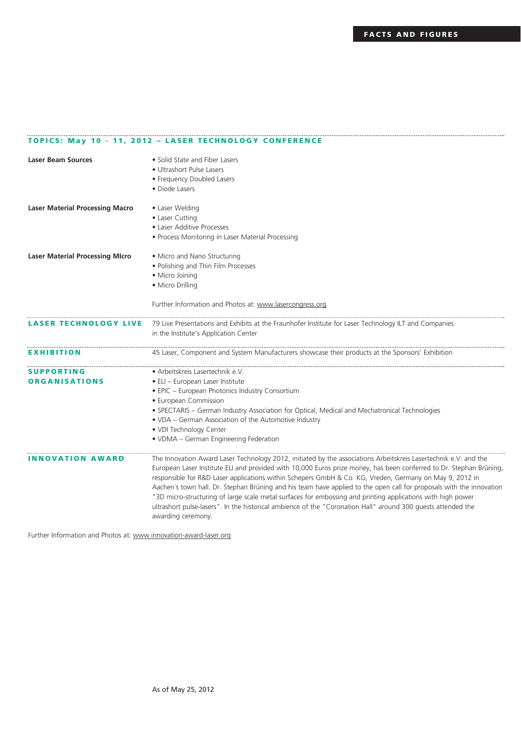## FACTS AND FIGURES

### TOPICS: May 10 - 11, 2012 – LASER TECHNOLOGY CONFERENCE

**Laser Beam Sources**

- Solid State and Fiber Lasers
- Ultrashort Pulse Lasers
- Frequency Doubled Lasers
- Diode Lasers

**Laser Material Processing Macro**

- Laser Welding
- Laser Cutting
- Laser Additive Processes
- Process Monitoring in Laser Material Processing

**Laser Material Processing MIcro**

- Micro and Nano Structuring
- Polishing and Thin Film Processes
- Micro Joining
- Micro Drilling

Further Information and Photos at: www.lasercongress.org

### LASER TECHNOLOGY LIVE

79 Live Presentations and Exhibits at the Fraunhofer Institute for Laser Technology ILT and Companies in the Institute's Application Center

### EXHIBITION

45 Laser, Component and System Manufacturers showcase their products at the Sponsors' Exhibition

### SUPPORTING ORGANISATIONS

- Arbeitskreis Lasertechnik e.V.
- ELI – European Laser Institute
- EPIC – European Photonics Industry Consortium
- European Commission
- SPECTARIS – German Industry Association for Optical, Medical and Mechatronical Technologies
- VDA – German Association of the Automotive Industry
- VDI Technology Center
- VDMA – German Engineering Federation

### INNOVATION AWARD

The Innovation Award Laser Technology 2012, initiated by the associations Arbeitskreis Lasertechnik e.V. and the European Laser Institute ELI and provided with 10,000 Euros prize money, has been conferred to Dr. Stephan Brüning, responsible for R&D Laser applications within Schepers GmbH & Co. KG, Vreden, Germany on May 9, 2012 in Aachen´s town hall. Dr. Stephan Brüning and his team have applied to the open call for proposals with the innovation "3D micro-structuring of large scale metal surfaces for embossing and printing applications with high power ultrashort pulse-lasers". In the historical ambience of the "Coronation Hall" around 300 guests attended the awarding ceremony.

Further Information and Photos at: www.innovation-award-laser.org

As of May 25, 2012